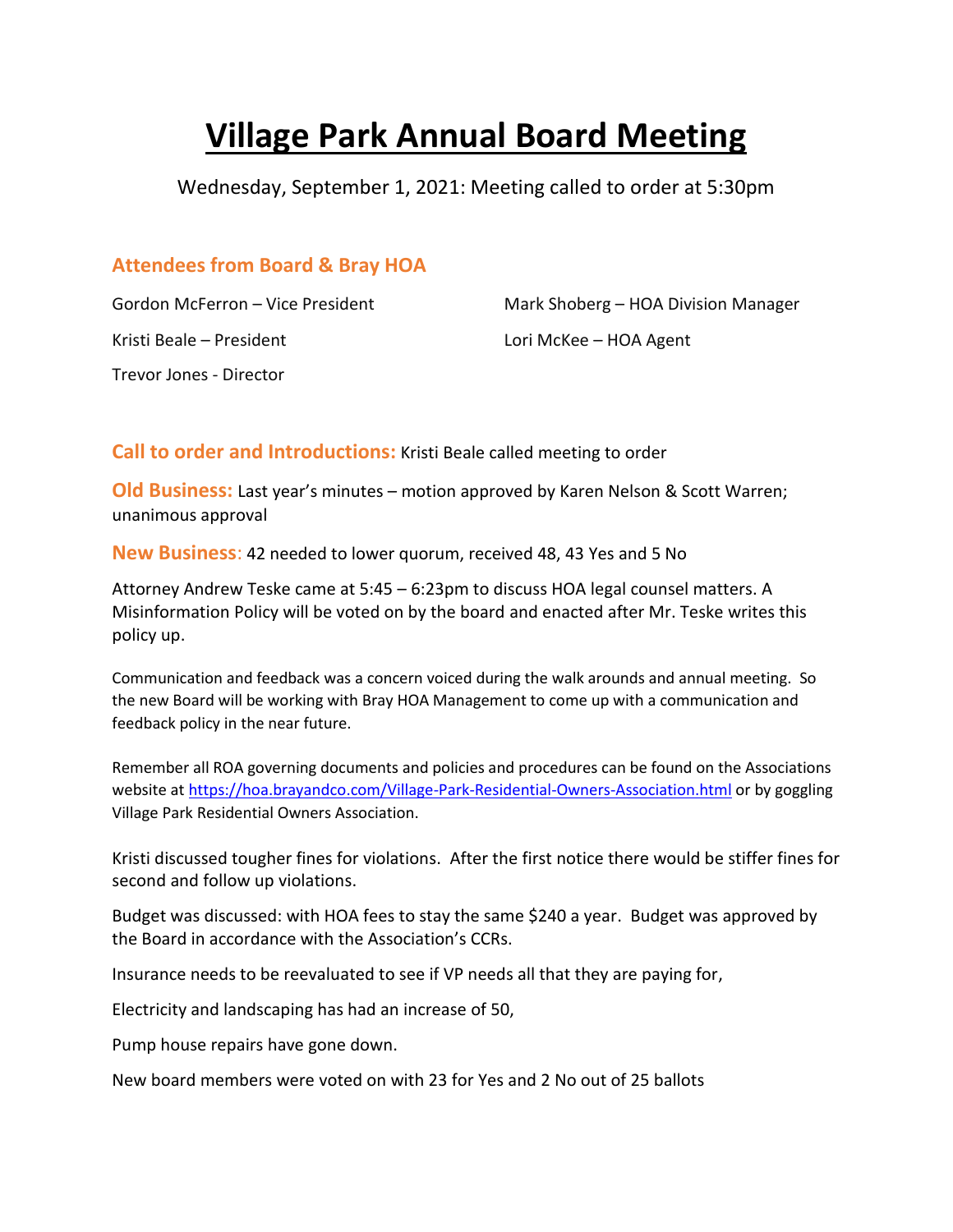# Village Park Annual Board Meeting

Wednesday, September 1, 2021: Meeting called to order at 5:30pm

## Attendees from Board & Bray HOA

Gordon McFerron – Vice President

Kristi Beale – President

Trevor Jones - Director

Mark Shoberg – HOA Division Manager

Lori McKee – HOA Agent

**Call to order and Introductions:** Kristi Beale called meeting to order

**Old Business:** Last year's minutes – motion approved by Karen Nelson & Scott Warren; unanimous approval

**New Business**: 42 needed to lower quorum, received 48, 43 Yes and 5 No

Attorney Andrew Teske came at 5:45 – 6:23pm to discuss HOA legal counsel matters. A Misinformation Policy will be voted on by the board and enacted after Mr. Teske writes this policy up.

Communication and feedback was a concern voiced during the walk arounds and annual meeting. So the new Board will be working with Bray HOA Management to come up with a communication and feedback policy in the near future.

Remember all ROA governing documents and policies and procedures can be found on the Associations website at https://hoa.brayandco.com/Village-Park-Residential-Owners-Association.html or by goggling Village Park Residential Owners Association.

Kristi discussed tougher fines for violations. After the first notice there would be stiffer fines for second and follow up violations.

Budget was discussed: with HOA fees to stay the same $240 a year. Budget was approved by the Board in accordance with the Association's CCRs.

Insurance needs to be reevaluated to see if VP needs all that they are paying for,

Electricity and landscaping has had an increase of 50,

Pump house repairs have gone down.

New board members were voted on with 23 for Yes and 2 No out of 25 ballots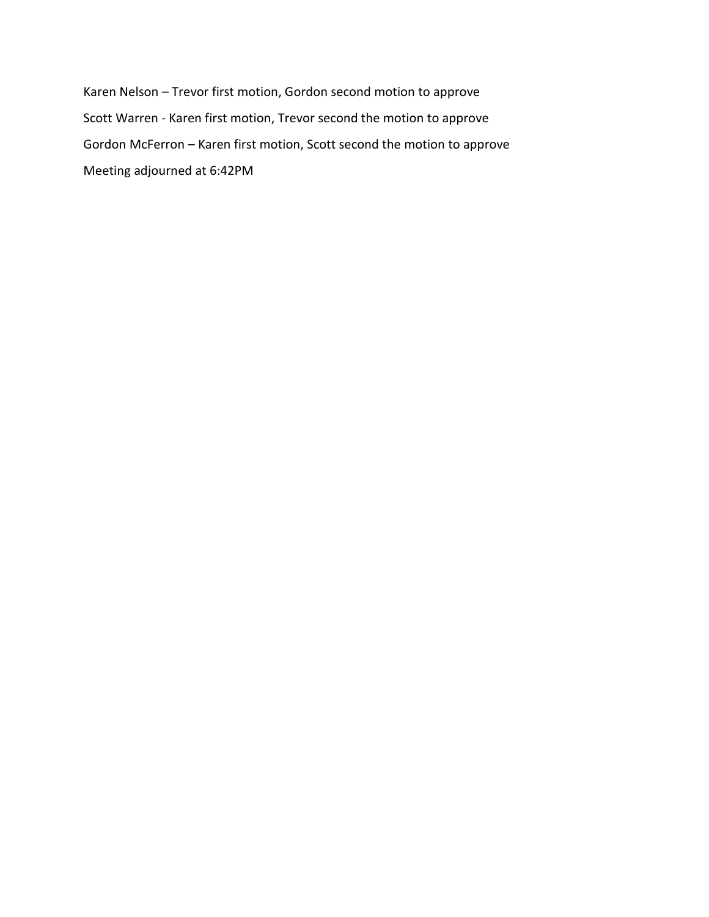Karen Nelson – Trevor first motion, Gordon second motion to approve

Scott Warren - Karen first motion, Trevor second the motion to approve

Gordon McFerron – Karen first motion, Scott second the motion to approve

Meeting adjourned at 6:42PM